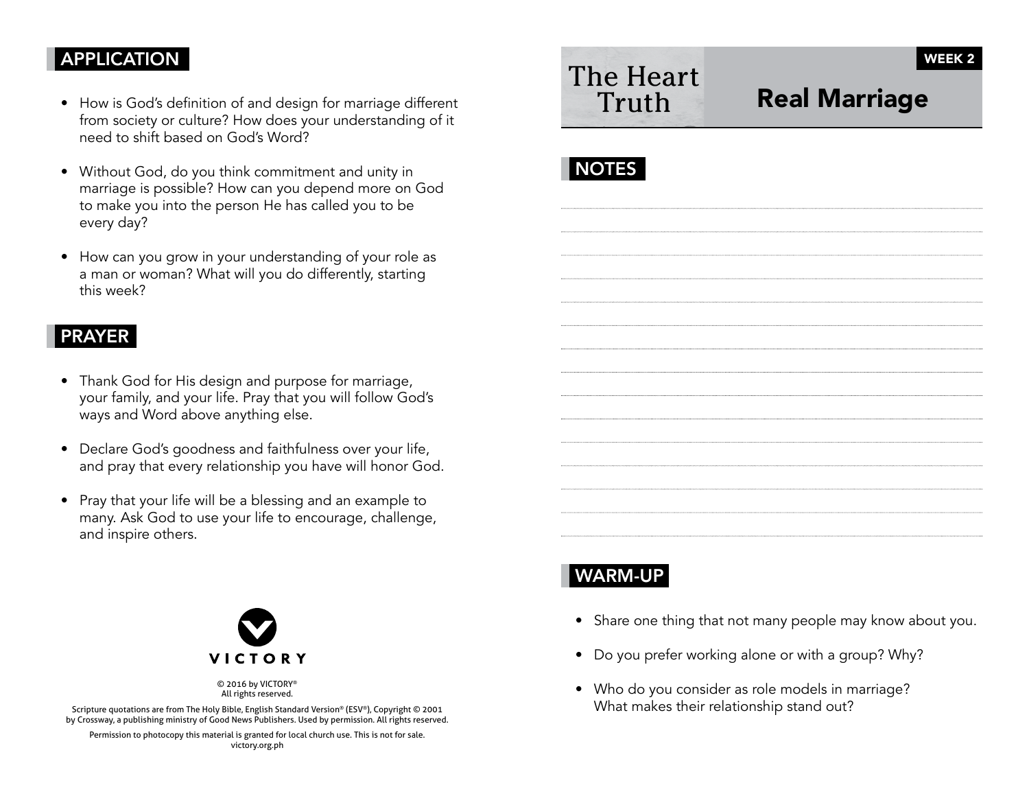## APPLICATION

- How is God's definition of and design for marriage different from society or culture? How does your understanding of it need to shift based on God's Word?
- Without God, do you think commitment and unity in marriage is possible? How can you depend more on God to make you into the person He has called you to be every day?
- How can you grow in your understanding of your role as a man or woman? What will you do differently, starting this week?

## PRAYER

- Thank God for His design and purpose for marriage, your family, and your life. Pray that you will follow God's ways and Word above anything else.
- Declare God's goodness and faithfulness over your life, and pray that every relationship you have will honor God.
- Pray that your life will be a blessing and an example to many. Ask God to use your life to encourage, challenge, and inspire others.

VICTORY

© 2016 by VICTORY®
All rights reserved.

Scripture quotations are from The Holy Bible, English Standard Version® (ESV®), Copyright © 2001 by Crossway, a publishing ministry of Good News Publishers. Used by permission. All rights reserved.

Permission to photocopy this material is granted for local church use. This is not for sale.
victory.org.ph

# The Heart Truth

WEEK 2

# Real Marriage

## NOTES

## WARM-UP

- Share one thing that not many people may know about you.
- Do you prefer working alone or with a group? Why?
- Who do you consider as role models in marriage? What makes their relationship stand out?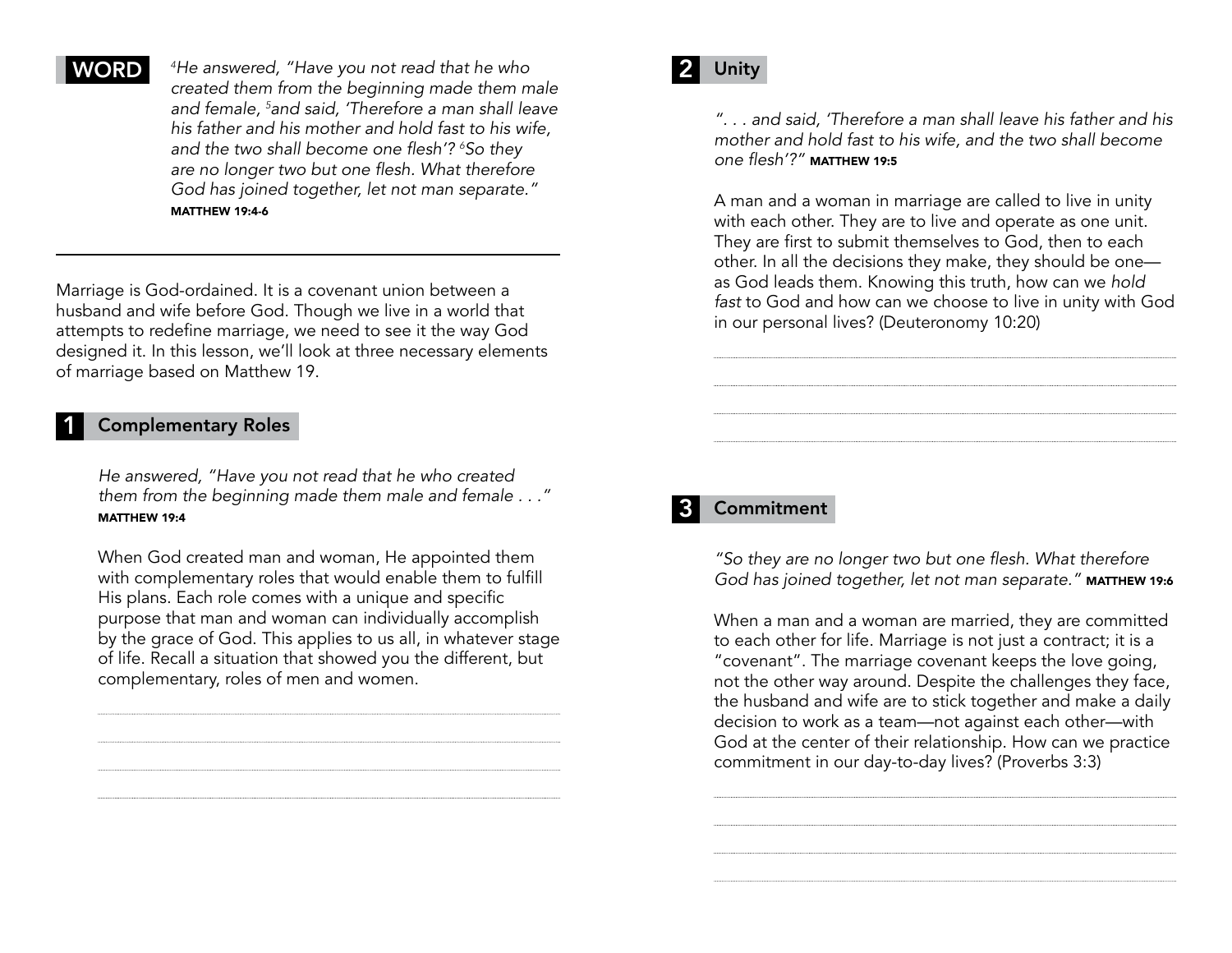**WORD**

*[4]He answered, "Have you not read that he who created them from the beginning made them male and female, [5]and said, 'Therefore a man shall leave his father and his mother and hold fast to his wife, and the two shall become one flesh'? [6]So they are no longer two but one flesh. What therefore God has joined together, let not man separate."*
**MATTHEW 19:4-6**

---

Marriage is God-ordained. It is a covenant union between a husband and wife before God. Though we live in a world that attempts to redefine marriage, we need to see it the way God designed it. In this lesson, we'll look at three necessary elements of marriage based on Matthew 19.

## 1 Complementary Roles

*He answered, "Have you not read that he who created them from the beginning made them male and female . . ."*
**MATTHEW 19:4**

When God created man and woman, He appointed them with complementary roles that would enable them to fulfill His plans. Each role comes with a unique and specific purpose that man and woman can individually accomplish by the grace of God. This applies to us all, in whatever stage of life. Recall a situation that showed you the different, but complementary, roles of men and women.

## 2 Unity

*". . . and said, 'Therefore a man shall leave his father and his mother and hold fast to his wife, and the two shall become one flesh'?"* **MATTHEW 19:5**

A man and a woman in marriage are called to live in unity with each other. They are to live and operate as one unit. They are first to submit themselves to God, then to each other. In all the decisions they make, they should be one—as God leads them. Knowing this truth, how can we *hold fast* to God and how can we choose to live in unity with God in our personal lives? (Deuteronomy 10:20)

## 3 Commitment

*"So they are no longer two but one flesh. What therefore God has joined together, let not man separate."* **MATTHEW 19:6**

When a man and a woman are married, they are committed to each other for life. Marriage is not just a contract; it is a "covenant". The marriage covenant keeps the love going, not the other way around. Despite the challenges they face, the husband and wife are to stick together and make a daily decision to work as a team—not against each other—with God at the center of their relationship. How can we practice commitment in our day-to-day lives? (Proverbs 3:3)